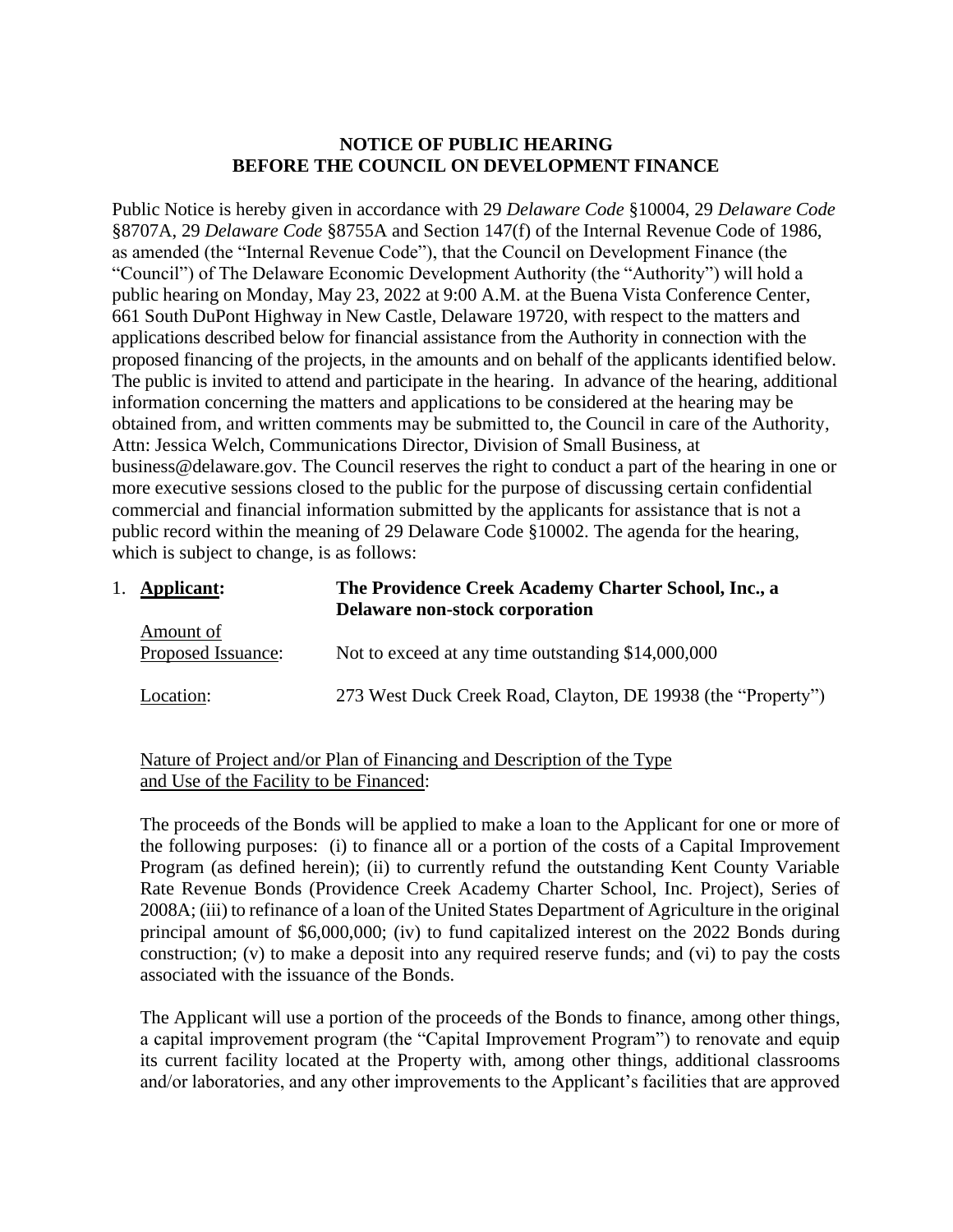**NOTICE OF PUBLIC HEARING**
**BEFORE THE COUNCIL ON DEVELOPMENT FINANCE**

Public Notice is hereby given in accordance with 29 *Delaware Code* §10004, 29 *Delaware Code* §8707A, 29 *Delaware Code* §8755A and Section 147(f) of the Internal Revenue Code of 1986, as amended (the "Internal Revenue Code"), that the Council on Development Finance (the "Council") of The Delaware Economic Development Authority (the "Authority") will hold a public hearing on Monday, May 23, 2022 at 9:00 A.M. at the Buena Vista Conference Center, 661 South DuPont Highway in New Castle, Delaware 19720, with respect to the matters and applications described below for financial assistance from the Authority in connection with the proposed financing of the projects, in the amounts and on behalf of the applicants identified below. The public is invited to attend and participate in the hearing. In advance of the hearing, additional information concerning the matters and applications to be considered at the hearing may be obtained from, and written comments may be submitted to, the Council in care of the Authority, Attn: Jessica Welch, Communications Director, Division of Small Business, at business@delaware.gov. The Council reserves the right to conduct a part of the hearing in one or more executive sessions closed to the public for the purpose of discussing certain confidential commercial and financial information submitted by the applicants for assistance that is not a public record within the meaning of 29 Delaware Code §10002. The agenda for the hearing, which is subject to change, is as follows:

1. **Applicant:** **The Providence Creek Academy Charter School, Inc., a Delaware non-stock corporation**

   Amount of Proposed Issuance: Not to exceed at any time outstanding $14,000,000

   Location: 273 West Duck Creek Road, Clayton, DE 19938 (the "Property")

   Nature of Project and/or Plan of Financing and Description of the Type and Use of the Facility to be Financed:

   The proceeds of the Bonds will be applied to make a loan to the Applicant for one or more of the following purposes: (i) to finance all or a portion of the costs of a Capital Improvement Program (as defined herein); (ii) to currently refund the outstanding Kent County Variable Rate Revenue Bonds (Providence Creek Academy Charter School, Inc. Project), Series of 2008A; (iii) to refinance of a loan of the United States Department of Agriculture in the original principal amount of $6,000,000; (iv) to fund capitalized interest on the 2022 Bonds during construction; (v) to make a deposit into any required reserve funds; and (vi) to pay the costs associated with the issuance of the Bonds.

   The Applicant will use a portion of the proceeds of the Bonds to finance, among other things, a capital improvement program (the "Capital Improvement Program") to renovate and equip its current facility located at the Property with, among other things, additional classrooms and/or laboratories, and any other improvements to the Applicant's facilities that are approved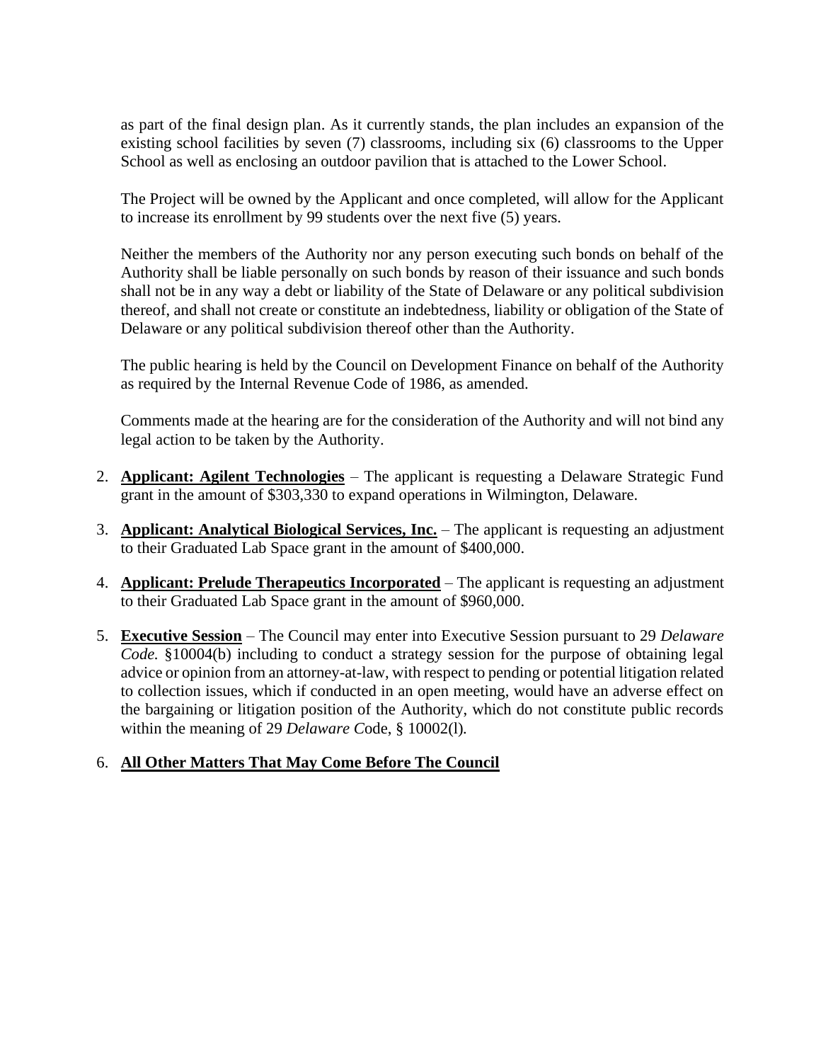as part of the final design plan. As it currently stands, the plan includes an expansion of the existing school facilities by seven (7) classrooms, including six (6) classrooms to the Upper School as well as enclosing an outdoor pavilion that is attached to the Lower School.

The Project will be owned by the Applicant and once completed, will allow for the Applicant to increase its enrollment by 99 students over the next five (5) years.

Neither the members of the Authority nor any person executing such bonds on behalf of the Authority shall be liable personally on such bonds by reason of their issuance and such bonds shall not be in any way a debt or liability of the State of Delaware or any political subdivision thereof, and shall not create or constitute an indebtedness, liability or obligation of the State of Delaware or any political subdivision thereof other than the Authority.

The public hearing is held by the Council on Development Finance on behalf of the Authority as required by the Internal Revenue Code of 1986, as amended.

Comments made at the hearing are for the consideration of the Authority and will not bind any legal action to be taken by the Authority.

2. **Applicant: Agilent Technologies** – The applicant is requesting a Delaware Strategic Fund grant in the amount of $303,330 to expand operations in Wilmington, Delaware.

3. **Applicant: Analytical Biological Services, Inc.** – The applicant is requesting an adjustment to their Graduated Lab Space grant in the amount of $400,000.

4. **Applicant: Prelude Therapeutics Incorporated** – The applicant is requesting an adjustment to their Graduated Lab Space grant in the amount of $960,000.

5. **Executive Session** – The Council may enter into Executive Session pursuant to 29 *Delaware Code.* §10004(b) including to conduct a strategy session for the purpose of obtaining legal advice or opinion from an attorney-at-law, with respect to pending or potential litigation related to collection issues, which if conducted in an open meeting, would have an adverse effect on the bargaining or litigation position of the Authority, which do not constitute public records within the meaning of 29 *Delaware C*ode, § 10002(l).

6. **All Other Matters That May Come Before The Council**